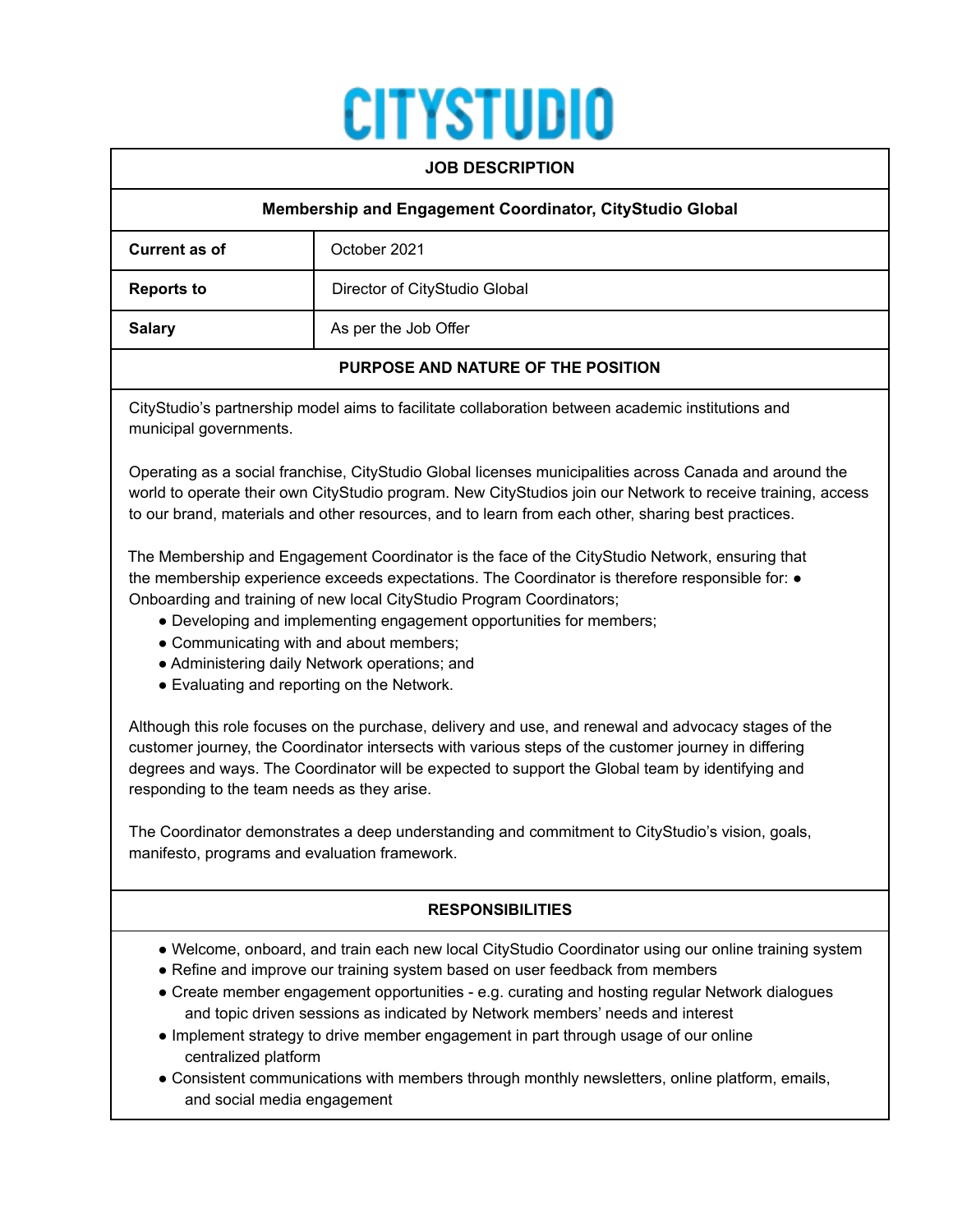# CITYSTUDIO

## JOB DESCRIPTION

### Membership and Engagement Coordinator, CityStudio Global

| | |
|---|---|
| **Current as of** | October 2021 |
| **Reports to** | Director of CityStudio Global |
| **Salary** | As per the Job Offer |

### PURPOSE AND NATURE OF THE POSITION

CityStudio's partnership model aims to facilitate collaboration between academic institutions and municipal governments.

Operating as a social franchise, CityStudio Global licenses municipalities across Canada and around the world to operate their own CityStudio program. New CityStudios join our Network to receive training, access to our brand, materials and other resources, and to learn from each other, sharing best practices.

The Membership and Engagement Coordinator is the face of the CityStudio Network, ensuring that the membership experience exceeds expectations. The Coordinator is therefore responsible for:

- Onboarding and training of new local CityStudio Program Coordinators;
- Developing and implementing engagement opportunities for members;
- Communicating with and about members;
- Administering daily Network operations; and
- Evaluating and reporting on the Network.

Although this role focuses on the purchase, delivery and use, and renewal and advocacy stages of the customer journey, the Coordinator intersects with various steps of the customer journey in differing degrees and ways. The Coordinator will be expected to support the Global team by identifying and responding to the team needs as they arise.

The Coordinator demonstrates a deep understanding and commitment to CityStudio's vision, goals, manifesto, programs and evaluation framework.

### RESPONSIBILITIES

- Welcome, onboard, and train each new local CityStudio Coordinator using our online training system
- Refine and improve our training system based on user feedback from members
- Create member engagement opportunities - e.g. curating and hosting regular Network dialogues and topic driven sessions as indicated by Network members' needs and interest
- Implement strategy to drive member engagement in part through usage of our online centralized platform
- Consistent communications with members through monthly newsletters, online platform, emails, and social media engagement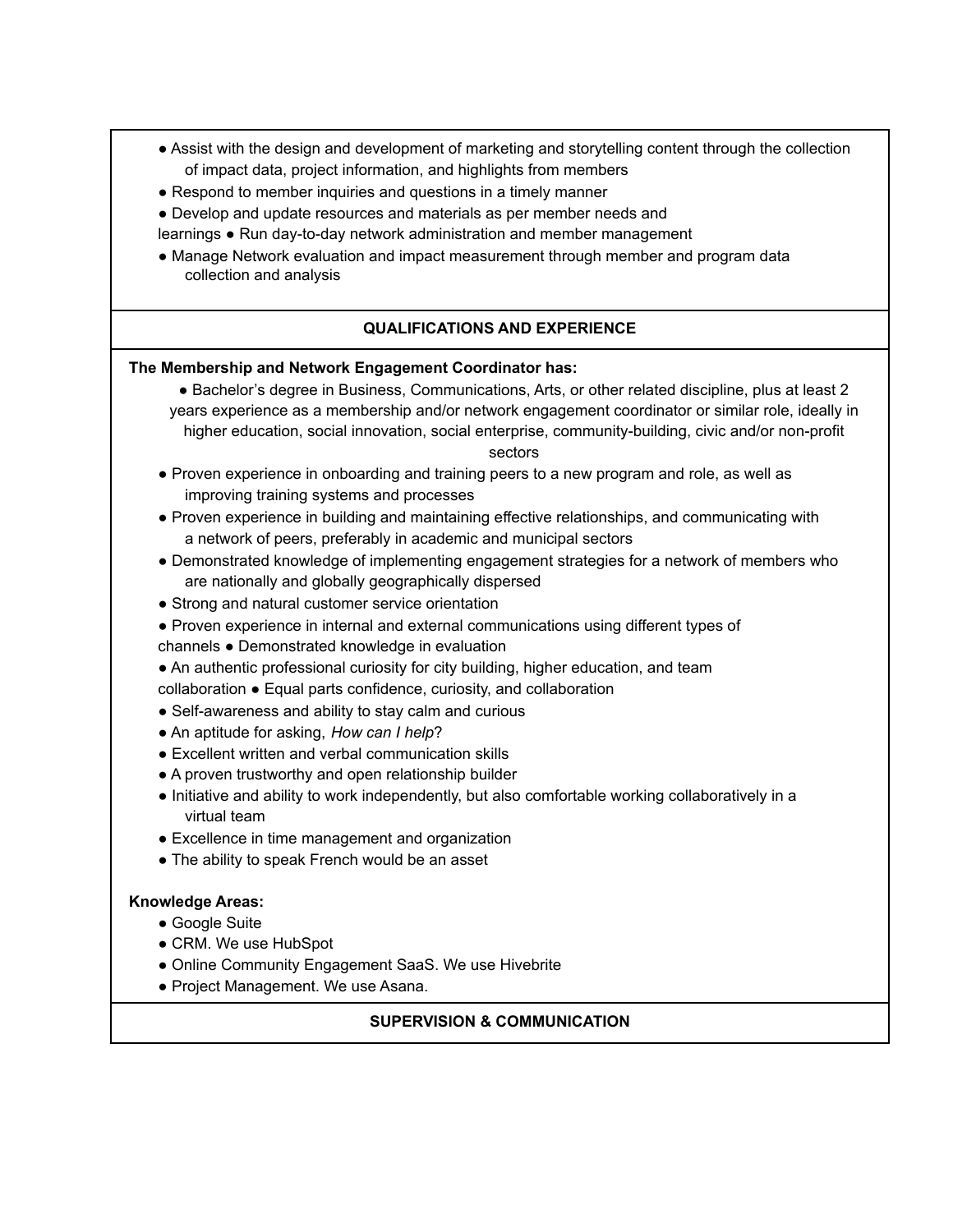- Assist with the design and development of marketing and storytelling content through the collection of impact data, project information, and highlights from members
- Respond to member inquiries and questions in a timely manner
- Develop and update resources and materials as per member needs and learnings
- Run day-to-day network administration and member management
- Manage Network evaluation and impact measurement through member and program data collection and analysis

## QUALIFICATIONS AND EXPERIENCE

**The Membership and Network Engagement Coordinator has:**

- Bachelor's degree in Business, Communications, Arts, or other related discipline, plus at least 2 years experience as a membership and/or network engagement coordinator or similar role, ideally in higher education, social innovation, social enterprise, community-building, civic and/or non-profit sectors
- Proven experience in onboarding and training peers to a new program and role, as well as improving training systems and processes
- Proven experience in building and maintaining effective relationships, and communicating with a network of peers, preferably in academic and municipal sectors
- Demonstrated knowledge of implementing engagement strategies for a network of members who are nationally and globally geographically dispersed
- Strong and natural customer service orientation
- Proven experience in internal and external communications using different types of channels
- Demonstrated knowledge in evaluation
- An authentic professional curiosity for city building, higher education, and team collaboration
- Equal parts confidence, curiosity, and collaboration
- Self-awareness and ability to stay calm and curious
- An aptitude for asking, *How can I help*?
- Excellent written and verbal communication skills
- A proven trustworthy and open relationship builder
- Initiative and ability to work independently, but also comfortable working collaboratively in a virtual team
- Excellence in time management and organization
- The ability to speak French would be an asset

**Knowledge Areas:**

- Google Suite
- CRM. We use HubSpot
- Online Community Engagement SaaS. We use Hivebrite
- Project Management. We use Asana.

## SUPERVISION & COMMUNICATION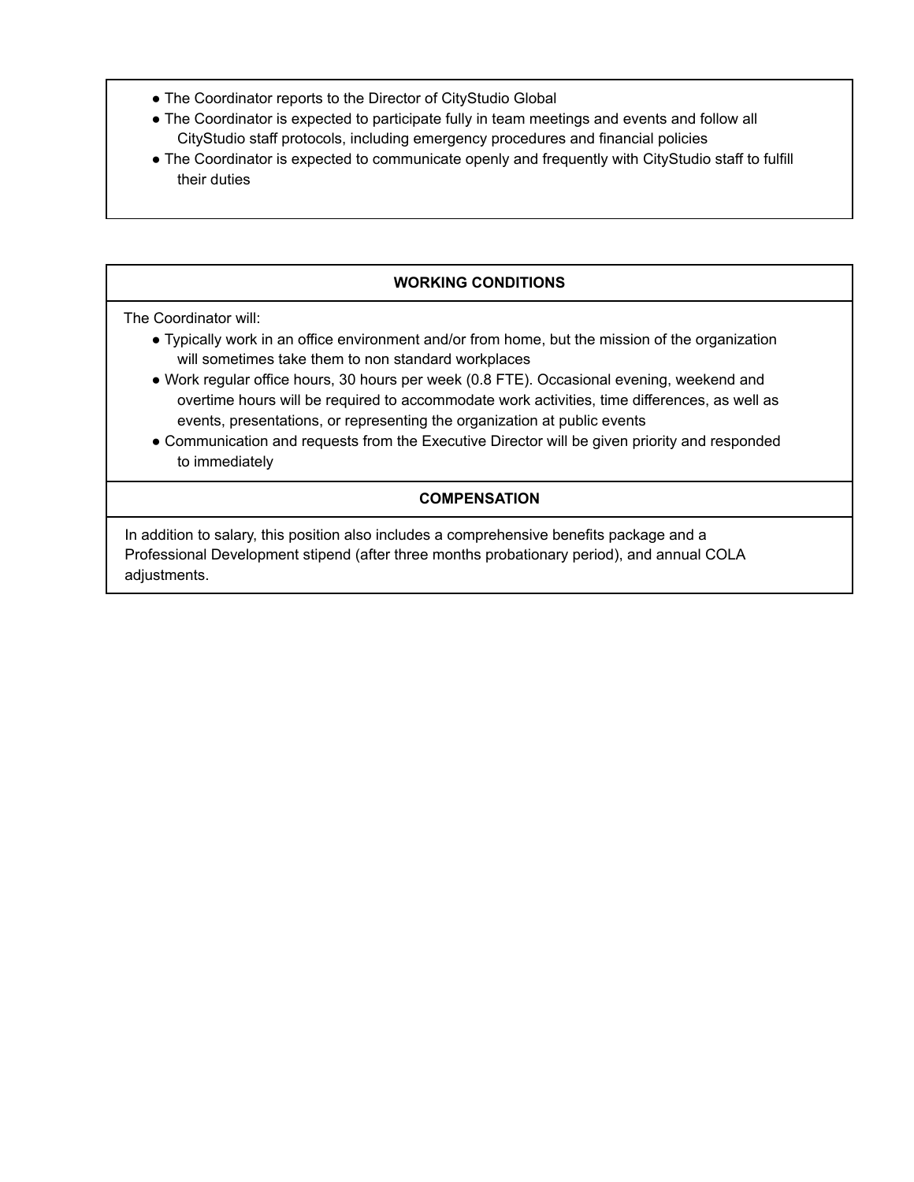- The Coordinator reports to the Director of CityStudio Global
- The Coordinator is expected to participate fully in team meetings and events and follow all CityStudio staff protocols, including emergency procedures and financial policies
- The Coordinator is expected to communicate openly and frequently with CityStudio staff to fulfill their duties

## WORKING CONDITIONS

The Coordinator will:

- Typically work in an office environment and/or from home, but the mission of the organization will sometimes take them to non standard workplaces
- Work regular office hours, 30 hours per week (0.8 FTE). Occasional evening, weekend and overtime hours will be required to accommodate work activities, time differences, as well as events, presentations, or representing the organization at public events
- Communication and requests from the Executive Director will be given priority and responded to immediately

## COMPENSATION

In addition to salary, this position also includes a comprehensive benefits package and a Professional Development stipend (after three months probationary period), and annual COLA adjustments.